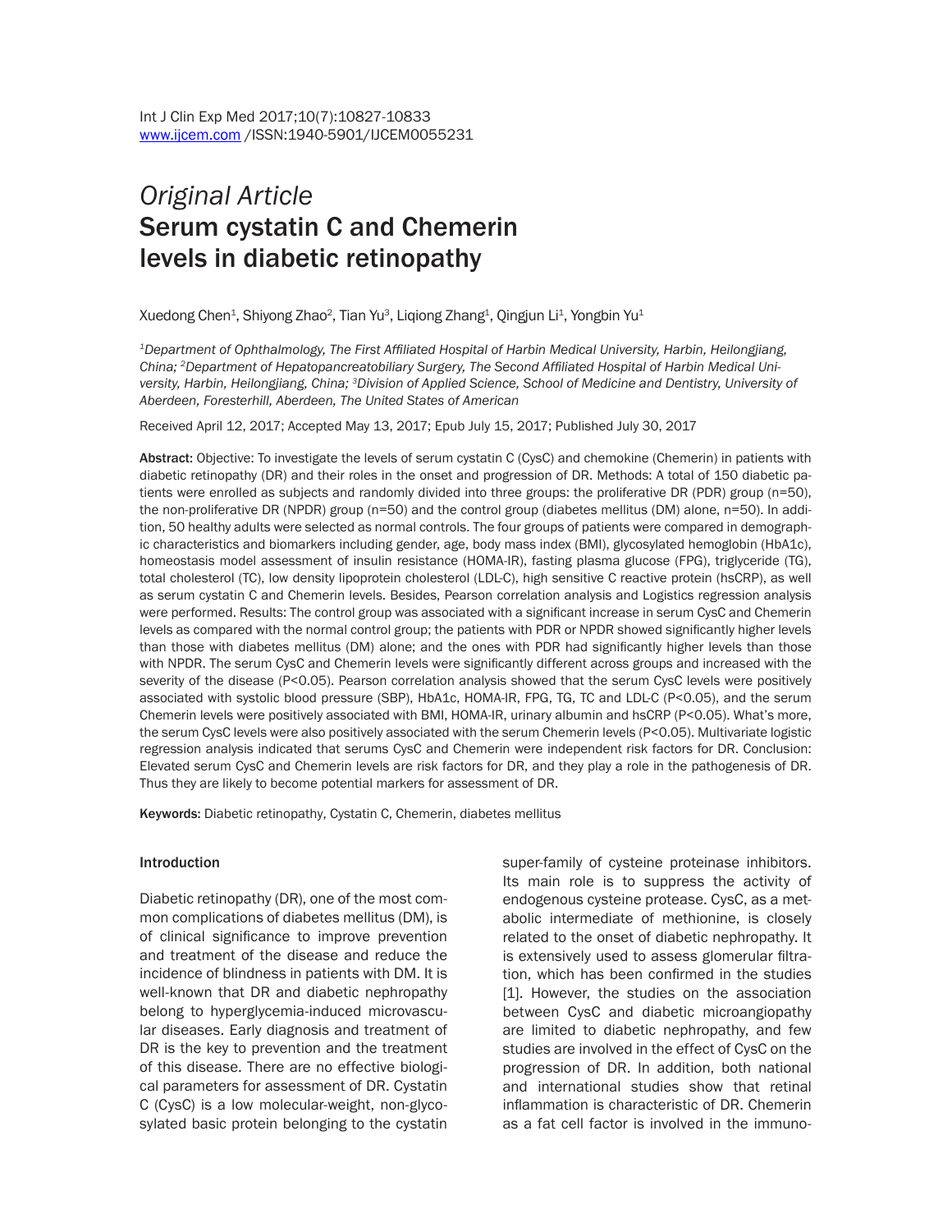*Original Article*

# Serum cystatin C and Chemerin levels in diabetic retinopathy

Xuedong Chen[1], Shiyong Zhao[2], Tian Yu[3], Liqiong Zhang[1], Qingjun Li[1], Yongbin Yu[1]

[1]*Department of Ophthalmology, The First Affiliated Hospital of Harbin Medical University, Harbin, Heilongjiang, China;* [2]*Department of Hepatopancreatobiliary Surgery, The Second Affiliated Hospital of Harbin Medical University, Harbin, Heilongjiang, China;* [3]*Division of Applied Science, School of Medicine and Dentistry, University of Aberdeen, Foresterhill, Aberdeen, The United States of American*

Received April 12, 2017; Accepted May 13, 2017; Epub July 15, 2017; Published July 30, 2017

**Abstract:** Objective: To investigate the levels of serum cystatin C (CysC) and chemokine (Chemerin) in patients with diabetic retinopathy (DR) and their roles in the onset and progression of DR. Methods: A total of 150 diabetic patients were enrolled as subjects and randomly divided into three groups: the proliferative DR (PDR) group (n=50), the non-proliferative DR (NPDR) group (n=50) and the control group (diabetes mellitus (DM) alone, n=50). In addition, 50 healthy adults were selected as normal controls. The four groups of patients were compared in demographic characteristics and biomarkers including gender, age, body mass index (BMI), glycosylated hemoglobin (HbA1c), homeostasis model assessment of insulin resistance (HOMA-IR), fasting plasma glucose (FPG), triglyceride (TG), total cholesterol (TC), low density lipoprotein cholesterol (LDL-C), high sensitive C reactive protein (hsCRP), as well as serum cystatin C and Chemerin levels. Besides, Pearson correlation analysis and Logistics regression analysis were performed. Results: The control group was associated with a significant increase in serum CysC and Chemerin levels as compared with the normal control group; the patients with PDR or NPDR showed significantly higher levels than those with diabetes mellitus (DM) alone; and the ones with PDR had significantly higher levels than those with NPDR. The serum CysC and Chemerin levels were significantly different across groups and increased with the severity of the disease (P<0.05). Pearson correlation analysis showed that the serum CysC levels were positively associated with systolic blood pressure (SBP), HbA1c, HOMA-IR, FPG, TG, TC and LDL-C (P<0.05), and the serum Chemerin levels were positively associated with BMI, HOMA-IR, urinary albumin and hsCRP (P<0.05). What's more, the serum CysC levels were also positively associated with the serum Chemerin levels (P<0.05). Multivariate logistic regression analysis indicated that serums CysC and Chemerin were independent risk factors for DR. Conclusion: Elevated serum CysC and Chemerin levels are risk factors for DR, and they play a role in the pathogenesis of DR. Thus they are likely to become potential markers for assessment of DR.

**Keywords:** Diabetic retinopathy, Cystatin C, Chemerin, diabetes mellitus

## Introduction

Diabetic retinopathy (DR), one of the most common complications of diabetes mellitus (DM), is of clinical significance to improve prevention and treatment of the disease and reduce the incidence of blindness in patients with DM. It is well-known that DR and diabetic nephropathy belong to hyperglycemia-induced microvascular diseases. Early diagnosis and treatment of DR is the key to prevention and the treatment of this disease. There are no effective biological parameters for assessment of DR. Cystatin C (CysC) is a low molecular-weight, non-glycosylated basic protein belonging to the cystatin super-family of cysteine proteinase inhibitors. Its main role is to suppress the activity of endogenous cysteine protease. CysC, as a metabolic intermediate of methionine, is closely related to the onset of diabetic nephropathy. It is extensively used to assess glomerular filtration, which has been confirmed in the studies [1]. However, the studies on the association between CysC and diabetic microangiopathy are limited to diabetic nephropathy, and few studies are involved in the effect of CysC on the progression of DR. In addition, both national and international studies show that retinal inflammation is characteristic of DR. Chemerin as a fat cell factor is involved in the immuno-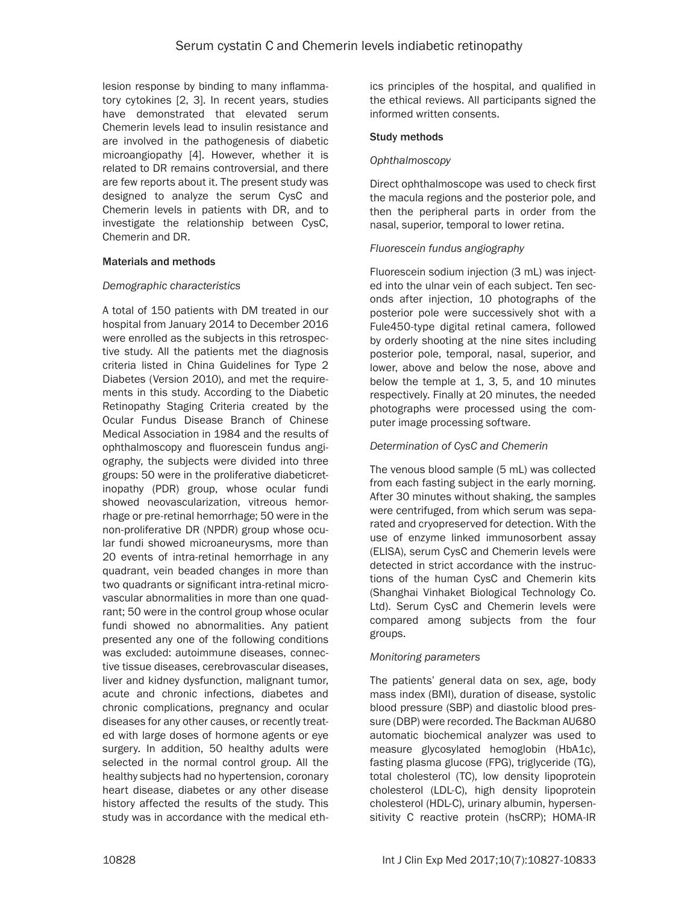lesion response by binding to many inflammatory cytokines [2, 3]. In recent years, studies have demonstrated that elevated serum Chemerin levels lead to insulin resistance and are involved in the pathogenesis of diabetic microangiopathy [4]. However, whether it is related to DR remains controversial, and there are few reports about it. The present study was designed to analyze the serum CysC and Chemerin levels in patients with DR, and to investigate the relationship between CysC, Chemerin and DR.

## Materials and methods

### *Demographic characteristics*

A total of 150 patients with DM treated in our hospital from January 2014 to December 2016 were enrolled as the subjects in this retrospective study. All the patients met the diagnosis criteria listed in China Guidelines for Type 2 Diabetes (Version 2010), and met the requirements in this study. According to the Diabetic Retinopathy Staging Criteria created by the Ocular Fundus Disease Branch of Chinese Medical Association in 1984 and the results of ophthalmoscopy and fluorescein fundus angiography, the subjects were divided into three groups: 50 were in the proliferative diabeticretinopathy (PDR) group, whose ocular fundi showed neovascularization, vitreous hemorrhage or pre-retinal hemorrhage; 50 were in the non-proliferative DR (NPDR) group whose ocular fundi showed microaneurysms, more than 20 events of intra-retinal hemorrhage in any quadrant, vein beaded changes in more than two quadrants or significant intra-retinal microvascular abnormalities in more than one quadrant; 50 were in the control group whose ocular fundi showed no abnormalities. Any patient presented any one of the following conditions was excluded: autoimmune diseases, connective tissue diseases, cerebrovascular diseases, liver and kidney dysfunction, malignant tumor, acute and chronic infections, diabetes and chronic complications, pregnancy and ocular diseases for any other causes, or recently treated with large doses of hormone agents or eye surgery. In addition, 50 healthy adults were selected in the normal control group. All the healthy subjects had no hypertension, coronary heart disease, diabetes or any other disease history affected the results of the study. This study was in accordance with the medical ethics principles of the hospital, and qualified in the ethical reviews. All participants signed the informed written consents.

### Study methods

#### *Ophthalmoscopy*

Direct ophthalmoscope was used to check first the macula regions and the posterior pole, and then the peripheral parts in order from the nasal, superior, temporal to lower retina.

#### *Fluorescein fundus angiography*

Fluorescein sodium injection (3 mL) was injected into the ulnar vein of each subject. Ten seconds after injection, 10 photographs of the posterior pole were successively shot with a Fule450-type digital retinal camera, followed by orderly shooting at the nine sites including posterior pole, temporal, nasal, superior, and lower, above and below the nose, above and below the temple at 1, 3, 5, and 10 minutes respectively. Finally at 20 minutes, the needed photographs were processed using the computer image processing software.

#### *Determination of CysC and Chemerin*

The venous blood sample (5 mL) was collected from each fasting subject in the early morning. After 30 minutes without shaking, the samples were centrifuged, from which serum was separated and cryopreserved for detection. With the use of enzyme linked immunosorbent assay (ELISA), serum CysC and Chemerin levels were detected in strict accordance with the instructions of the human CysC and Chemerin kits (Shanghai Vinhaket Biological Technology Co. Ltd). Serum CysC and Chemerin levels were compared among subjects from the four groups.

#### *Monitoring parameters*

The patients' general data on sex, age, body mass index (BMI), duration of disease, systolic blood pressure (SBP) and diastolic blood pressure (DBP) were recorded. The Backman AU680 automatic biochemical analyzer was used to measure glycosylated hemoglobin (HbA1c), fasting plasma glucose (FPG), triglyceride (TG), total cholesterol (TC), low density lipoprotein cholesterol (LDL-C), high density lipoprotein cholesterol (HDL-C), urinary albumin, hypersensitivity C reactive protein (hsCRP); HOMA-IR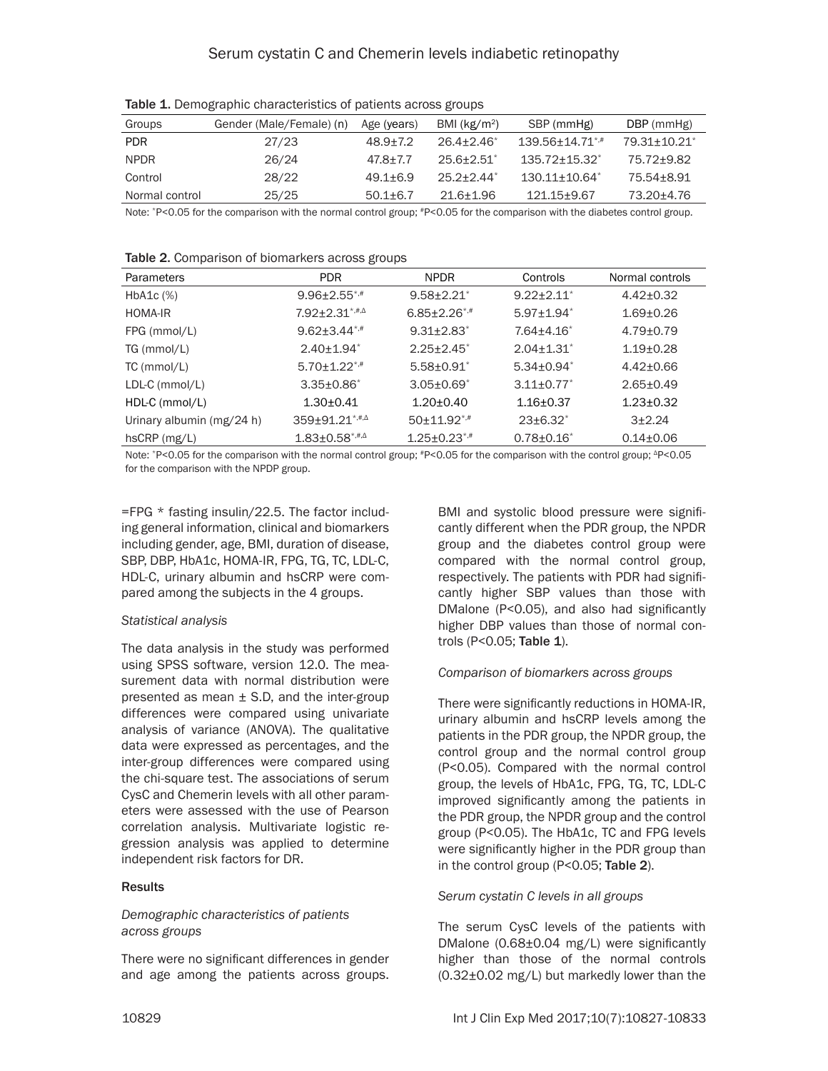**Table 1.** Demographic characteristics of patients across groups

| Groups | Gender (Male/Female) (n) | Age (years) | BMI (kg/m$^2$) | SBP (mmHg) | DBP (mmHg) |
|---|---|---|---|---|---|
| PDR | 27/23 | 48.9±7.2 | 26.4±2.46$^*$ | 139.56±14.71$^{*,\#}$ | 79.31±10.21$^*$ |
| NPDR | 26/24 | 47.8±7.7 | 25.6±2.51$^*$ | 135.72±15.32$^*$ | 75.72±9.82 |
| Control | 28/22 | 49.1±6.9 | 25.2±2.44$^*$ | 130.11±10.64$^*$ | 75.54±8.91 |
| Normal control | 25/25 | 50.1±6.7 | 21.6±1.96 | 121.15±9.67 | 73.20±4.76 |

Note: $^*$P<0.05 for the comparison with the normal control group; $^\#$P<0.05 for the comparison with the diabetes control group.

**Table 2.** Comparison of biomarkers across groups

| Parameters | PDR | NPDR | Controls | Normal controls |
|---|---|---|---|---|
| HbA1c (%) | 9.96±2.55$^{*,\#}$ | 9.58±2.21$^*$ | 9.22±2.11$^*$ | 4.42±0.32 |
| HOMA-IR | 7.92±2.31$^{*,\#,\Delta}$ | 6.85±2.26$^{*,\#}$ | 5.97±1.94$^*$ | 1.69±0.26 |
| FPG (mmol/L) | 9.62±3.44$^{*,\#}$ | 9.31±2.83$^*$ | 7.64±4.16$^*$ | 4.79±0.79 |
| TG (mmol/L) | 2.40±1.94$^*$ | 2.25±2.45$^*$ | 2.04±1.31$^*$ | 1.19±0.28 |
| TC (mmol/L) | 5.70±1.22$^{*,\#}$ | 5.58±0.91$^*$ | 5.34±0.94$^*$ | 4.42±0.66 |
| LDL-C (mmol/L) | 3.35±0.86$^*$ | 3.05±0.69$^*$ | 3.11±0.77$^*$ | 2.65±0.49 |
| HDL-C (mmol/L) | 1.30±0.41 | 1.20±0.40 | 1.16±0.37 | 1.23±0.32 |
| Urinary albumin (mg/24 h) | 359±91.21$^{*,\#,\Delta}$ | 50±11.92$^{*,\#}$ | 23±6.32$^*$ | 3±2.24 |
| hsCRP (mg/L) | 1.83±0.58$^{*,\#,\Delta}$ | 1.25±0.23$^{*,\#}$ | 0.78±0.16$^*$ | 0.14±0.06 |

Note: $^*$P<0.05 for the comparison with the normal control group; $^\#$P<0.05 for the comparison with the control group; $^\Delta$P<0.05 for the comparison with the NPDP group.

=FPG * fasting insulin/22.5. The factor including general information, clinical and biomarkers including gender, age, BMI, duration of disease, SBP, DBP, HbA1c, HOMA-IR, FPG, TG, TC, LDL-C, HDL-C, urinary albumin and hsCRP were compared among the subjects in the 4 groups.

*Statistical analysis*

The data analysis in the study was performed using SPSS software, version 12.0. The measurement data with normal distribution were presented as mean ± S.D, and the inter-group differences were compared using univariate analysis of variance (ANOVA). The qualitative data were expressed as percentages, and the inter-group differences were compared using the chi-square test. The associations of serum CysC and Chemerin levels with all other parameters were assessed with the use of Pearson correlation analysis. Multivariate logistic regression analysis was applied to determine independent risk factors for DR.

**Results**

*Demographic characteristics of patients across groups*

There were no significant differences in gender and age among the patients across groups. BMI and systolic blood pressure were significantly different when the PDR group, the NPDR group and the diabetes control group were compared with the normal control group, respectively. The patients with PDR had significantly higher SBP values than those with DMalone (P<0.05), and also had significantly higher DBP values than those of normal controls (P<0.05; **Table 1**).

*Comparison of biomarkers across groups*

There were significantly reductions in HOMA-IR, urinary albumin and hsCRP levels among the patients in the PDR group, the NPDR group, the control group and the normal control group (P<0.05). Compared with the normal control group, the levels of HbA1c, FPG, TG, TC, LDL-C improved significantly among the patients in the PDR group, the NPDR group and the control group (P<0.05). The HbA1c, TC and FPG levels were significantly higher in the PDR group than in the control group (P<0.05; **Table 2**).

*Serum cystatin C levels in all groups*

The serum CysC levels of the patients with DMalone (0.68±0.04 mg/L) were significantly higher than those of the normal controls (0.32±0.02 mg/L) but markedly lower than the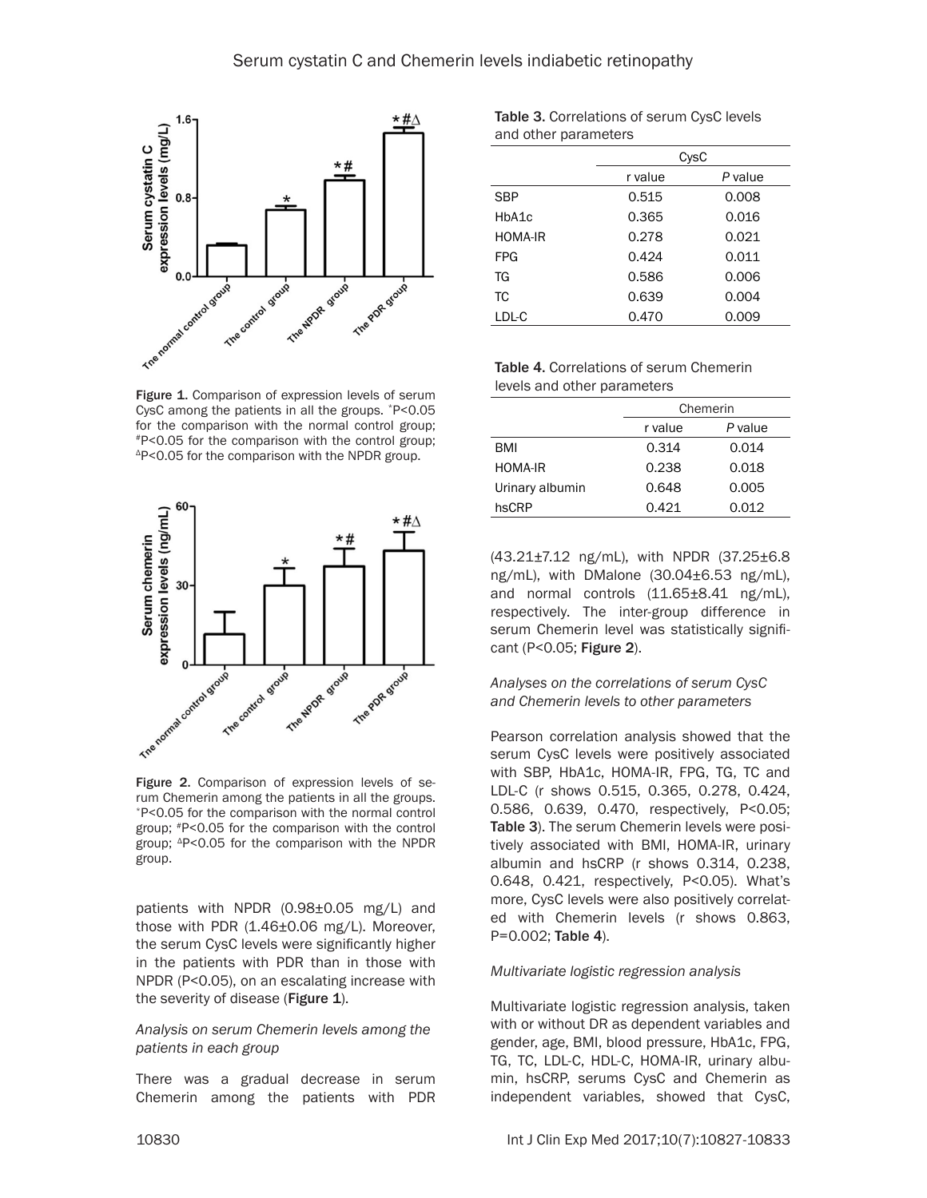Figure 1. Comparison of expression levels of serum CysC among the patients in all the groups. *P<0.05 for the comparison with the normal control group; #P<0.05 for the comparison with the control group; ΔP<0.05 for the comparison with the NPDR group.

Figure 2. Comparison of expression levels of serum Chemerin among the patients in all the groups. *P<0.05 for the comparison with the normal control group; #P<0.05 for the comparison with the control group; ΔP<0.05 for the comparison with the NPDR group.

patients with NPDR (0.98±0.05 mg/L) and those with PDR (1.46±0.06 mg/L). Moreover, the serum CysC levels were significantly higher in the patients with PDR than in those with NPDR (P<0.05), on an escalating increase with the severity of disease (**Figure 1**).

*Analysis on serum Chemerin levels among the patients in each group*

There was a gradual decrease in serum Chemerin among the patients with PDR (43.21±7.12 ng/mL), with NPDR (37.25±6.8 ng/mL), with DMalone (30.04±6.53 ng/mL), and normal controls (11.65±8.41 ng/mL), respectively. The inter-group difference in serum Chemerin level was statistically significant (P<0.05; **Figure 2**).

**Table 3.** Correlations of serum CysC levels and other parameters

| | CysC | |
|---|---|---|
| | r value | *P* value |
| SBP | 0.515 | 0.008 |
| HbA1c | 0.365 | 0.016 |
| HOMA-IR | 0.278 | 0.021 |
| FPG | 0.424 | 0.011 |
| TG | 0.586 | 0.006 |
| TC | 0.639 | 0.004 |
| LDL-C | 0.470 | 0.009 |

**Table 4.** Correlations of serum Chemerin levels and other parameters

| | Chemerin | |
|---|---|---|
| | r value | *P* value |
| BMI | 0.314 | 0.014 |
| HOMA-IR | 0.238 | 0.018 |
| Urinary albumin | 0.648 | 0.005 |
| hsCRP | 0.421 | 0.012 |

*Analyses on the correlations of serum CysC and Chemerin levels to other parameters*

Pearson correlation analysis showed that the serum CysC levels were positively associated with SBP, HbA1c, HOMA-IR, FPG, TG, TC and LDL-C (r shows 0.515, 0.365, 0.278, 0.424, 0.586, 0.639, 0.470, respectively, P<0.05; **Table 3**). The serum Chemerin levels were positively associated with BMI, HOMA-IR, urinary albumin and hsCRP (r shows 0.314, 0.238, 0.648, 0.421, respectively, P<0.05). What's more, CysC levels were also positively correlated with Chemerin levels (r shows 0.863, P=0.002; **Table 4**).

*Multivariate logistic regression analysis*

Multivariate logistic regression analysis, taken with or without DR as dependent variables and gender, age, BMI, blood pressure, HbA1c, FPG, TG, TC, LDL-C, HDL-C, HOMA-IR, urinary albumin, hsCRP, serums CysC and Chemerin as independent variables, showed that CysC,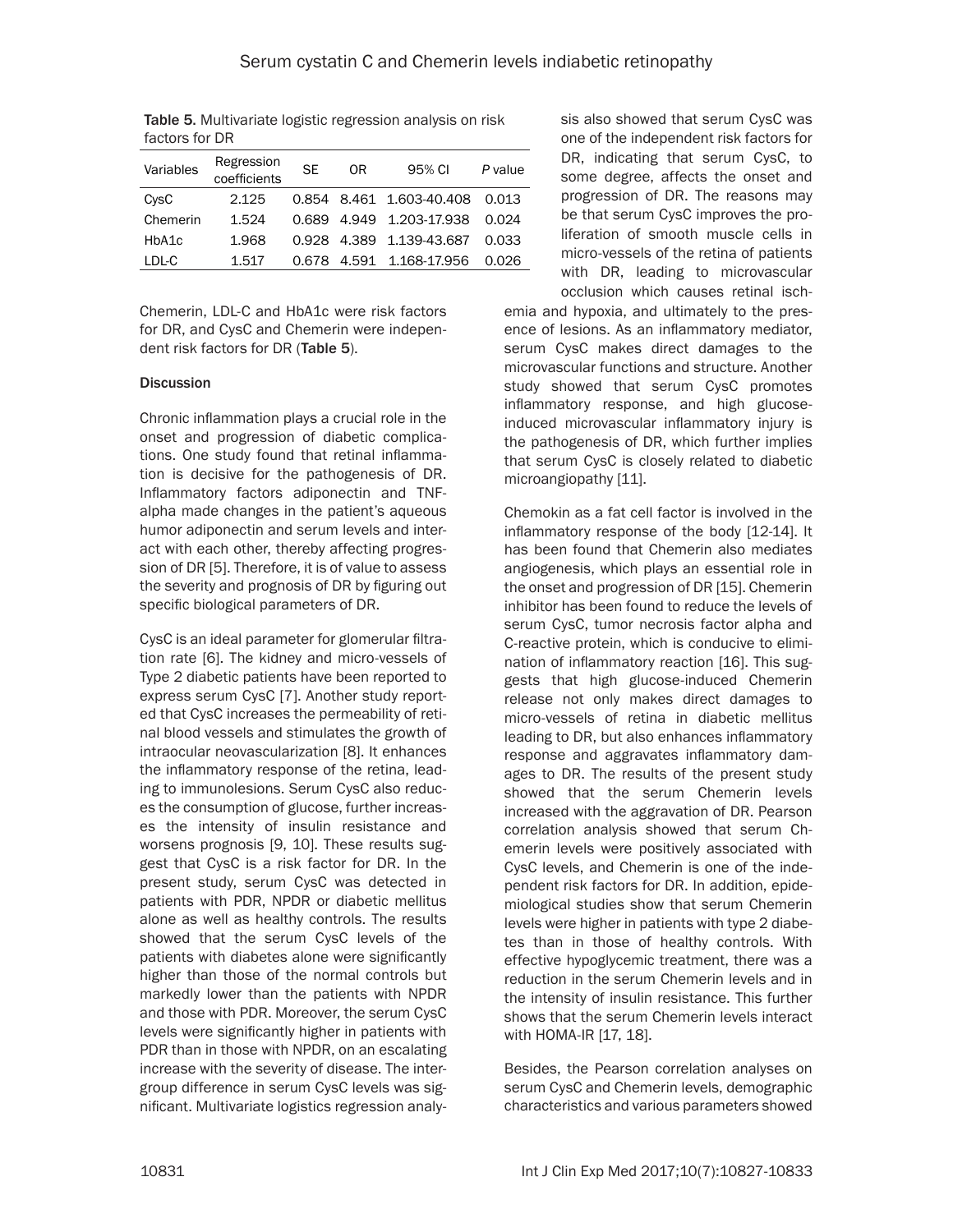Table 5. Multivariate logistic regression analysis on risk factors for DR

| Variables | Regression coefficients | SE | OR | 95% CI | *P* value |
|---|---|---|---|---|---|
| CysC | 2.125 | 0.854 | 8.461 | 1.603-40.408 | 0.013 |
| Chemerin | 1.524 | 0.689 | 4.949 | 1.203-17.938 | 0.024 |
| HbA1c | 1.968 | 0.928 | 4.389 | 1.139-43.687 | 0.033 |
| LDL-C | 1.517 | 0.678 | 4.591 | 1.168-17.956 | 0.026 |

Chemerin, LDL-C and HbA1c were risk factors for DR, and CysC and Chemerin were independent risk factors for DR (**Table 5**).

## Discussion

Chronic inflammation plays a crucial role in the onset and progression of diabetic complications. One study found that retinal inflammation is decisive for the pathogenesis of DR. Inflammatory factors adiponectin and TNF-alpha made changes in the patient's aqueous humor adiponectin and serum levels and interact with each other, thereby affecting progression of DR [5]. Therefore, it is of value to assess the severity and prognosis of DR by figuring out specific biological parameters of DR.

CysC is an ideal parameter for glomerular filtration rate [6]. The kidney and micro-vessels of Type 2 diabetic patients have been reported to express serum CysC [7]. Another study reported that CysC increases the permeability of retinal blood vessels and stimulates the growth of intraocular neovascularization [8]. It enhances the inflammatory response of the retina, leading to immunolesions. Serum CysC also reduces the consumption of glucose, further increases the intensity of insulin resistance and worsens prognosis [9, 10]. These results suggest that CysC is a risk factor for DR. In the present study, serum CysC was detected in patients with PDR, NPDR or diabetic mellitus alone as well as healthy controls. The results showed that the serum CysC levels of the patients with diabetes alone were significantly higher than those of the normal controls but markedly lower than the patients with NPDR and those with PDR. Moreover, the serum CysC levels were significantly higher in patients with PDR than in those with NPDR, on an escalating increase with the severity of disease. The intergroup difference in serum CysC levels was significant. Multivariate logistics regression analysis also showed that serum CysC was one of the independent risk factors for DR, indicating that serum CysC, to some degree, affects the onset and progression of DR. The reasons may be that serum CysC improves the proliferation of smooth muscle cells in micro-vessels of the retina of patients with DR, leading to microvascular occlusion which causes retinal ischemia and hypoxia, and ultimately to the presence of lesions. As an inflammatory mediator, serum CysC makes direct damages to the microvascular functions and structure. Another study showed that serum CysC promotes inflammatory response, and high glucose-induced microvascular inflammatory injury is the pathogenesis of DR, which further implies that serum CysC is closely related to diabetic microangiopathy [11].

Chemokin as a fat cell factor is involved in the inflammatory response of the body [12-14]. It has been found that Chemerin also mediates angiogenesis, which plays an essential role in the onset and progression of DR [15]. Chemerin inhibitor has been found to reduce the levels of serum CysC, tumor necrosis factor alpha and C-reactive protein, which is conducive to elimination of inflammatory reaction [16]. This suggests that high glucose-induced Chemerin release not only makes direct damages to micro-vessels of retina in diabetic mellitus leading to DR, but also enhances inflammatory response and aggravates inflammatory damages to DR. The results of the present study showed that the serum Chemerin levels increased with the aggravation of DR. Pearson correlation analysis showed that serum Chemerin levels were positively associated with CysC levels, and Chemerin is one of the independent risk factors for DR. In addition, epidemiological studies show that serum Chemerin levels were higher in patients with type 2 diabetes than in those of healthy controls. With effective hypoglycemic treatment, there was a reduction in the serum Chemerin levels and in the intensity of insulin resistance. This further shows that the serum Chemerin levels interact with HOMA-IR [17, 18].

Besides, the Pearson correlation analyses on serum CysC and Chemerin levels, demographic characteristics and various parameters showed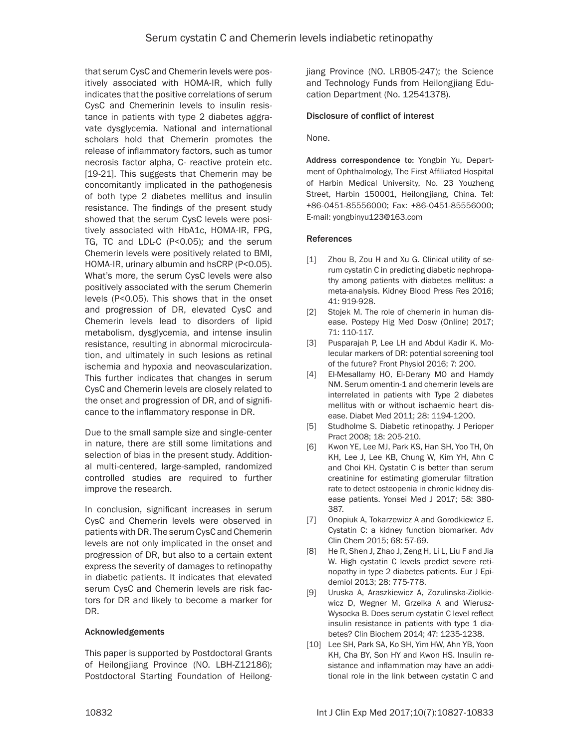that serum CysC and Chemerin levels were positively associated with HOMA-IR, which fully indicates that the positive correlations of serum CysC and Chemerinin levels to insulin resistance in patients with type 2 diabetes aggravate dysglycemia. National and international scholars hold that Chemerin promotes the release of inflammatory factors, such as tumor necrosis factor alpha, C- reactive protein etc. [19-21]. This suggests that Chemerin may be concomitantly implicated in the pathogenesis of both type 2 diabetes mellitus and insulin resistance. The findings of the present study showed that the serum CysC levels were positively associated with HbA1c, HOMA-IR, FPG, TG, TC and LDL-C ($P<0.05$); and the serum Chemerin levels were positively related to BMI, HOMA-IR, urinary albumin and hsCRP ($P<0.05$). What's more, the serum CysC levels were also positively associated with the serum Chemerin levels ($P<0.05$). This shows that in the onset and progression of DR, elevated CysC and Chemerin levels lead to disorders of lipid metabolism, dysglycemia, and intense insulin resistance, resulting in abnormal microcirculation, and ultimately in such lesions as retinal ischemia and hypoxia and neovascularization. This further indicates that changes in serum CysC and Chemerin levels are closely related to the onset and progression of DR, and of significance to the inflammatory response in DR.

Due to the small sample size and single-center in nature, there are still some limitations and selection of bias in the present study. Additional multi-centered, large-sampled, randomized controlled studies are required to further improve the research.

In conclusion, significant increases in serum CysC and Chemerin levels were observed in patients with DR. The serum CysC and Chemerin levels are not only implicated in the onset and progression of DR, but also to a certain extent express the severity of damages to retinopathy in diabetic patients. It indicates that elevated serum CysC and Chemerin levels are risk factors for DR and likely to become a marker for DR.

### Acknowledgements

This paper is supported by Postdoctoral Grants of Heilongjiang Province (NO. LBH-Z12186); Postdoctoral Starting Foundation of Heilongjiang Province (NO. LRB05-247); the Science and Technology Funds from Heilongjiang Education Department (No. 12541378).

### Disclosure of conflict of interest

None.

**Address correspondence to:** Yongbin Yu, Department of Ophthalmology, The First Affiliated Hospital of Harbin Medical University, No. 23 Youzheng Street, Harbin 150001, Heilongjiang, China. Tel: +86-0451-85556000; Fax: +86-0451-85556000; E-mail: yongbinyu123@163.com

### References

[1] Zhou B, Zou H and Xu G. Clinical utility of serum cystatin C in predicting diabetic nephropathy among patients with diabetes mellitus: a meta-analysis. Kidney Blood Press Res 2016; 41: 919-928.

[2] Stojek M. The role of chemerin in human disease. Postepy Hig Med Dosw (Online) 2017; 71: 110-117.

[3] Pusparajah P, Lee LH and Abdul Kadir K. Molecular markers of DR: potential screening tool of the future? Front Physiol 2016; 7: 200.

[4] El-Mesallamy HO, El-Derany MO and Hamdy NM. Serum omentin-1 and chemerin levels are interrelated in patients with Type 2 diabetes mellitus with or without ischaemic heart disease. Diabet Med 2011; 28: 1194-1200.

[5] Studholme S. Diabetic retinopathy. J Perioper Pract 2008; 18: 205-210.

[6] Kwon YE, Lee MJ, Park KS, Han SH, Yoo TH, Oh KH, Lee J, Lee KB, Chung W, Kim YH, Ahn C and Choi KH. Cystatin C is better than serum creatinine for estimating glomerular filtration rate to detect osteopenia in chronic kidney disease patients. Yonsei Med J 2017; 58: 380-387.

[7] Onopiuk A, Tokarzewicz A and Gorodkiewicz E. Cystatin C: a kidney function biomarker. Adv Clin Chem 2015; 68: 57-69.

[8] He R, Shen J, Zhao J, Zeng H, Li L, Liu F and Jia W. High cystatin C levels predict severe retinopathy in type 2 diabetes patients. Eur J Epidemiol 2013; 28: 775-778.

[9] Uruska A, Araszkiewicz A, Zozulinska-Ziolkiewicz D, Wegner M, Grzelka A and Wierusz-Wysocka B. Does serum cystatin C level reflect insulin resistance in patients with type 1 diabetes? Clin Biochem 2014; 47: 1235-1238.

[10] Lee SH, Park SA, Ko SH, Yim HW, Ahn YB, Yoon KH, Cha BY, Son HY and Kwon HS. Insulin resistance and inflammation may have an additional role in the link between cystatin C and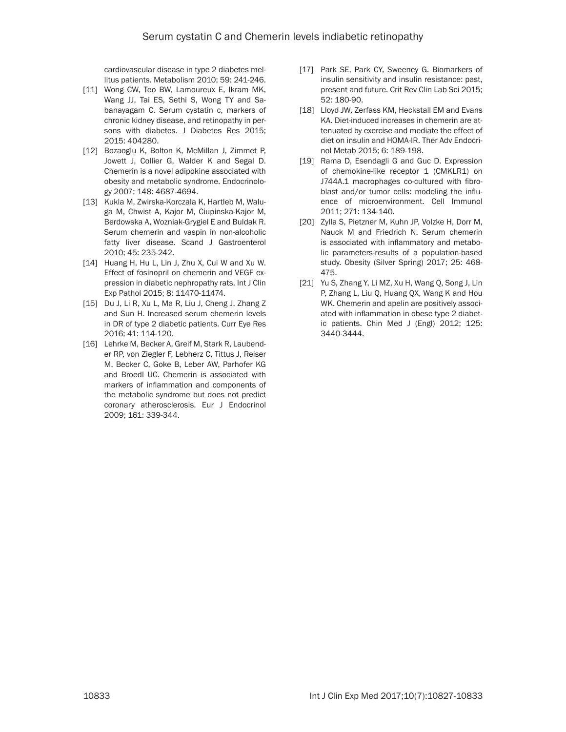cardiovascular disease in type 2 diabetes mellitus patients. Metabolism 2010; 59: 241-246.

[11] Wong CW, Teo BW, Lamoureux E, Ikram MK, Wang JJ, Tai ES, Sethi S, Wong TY and Sabanayagam C. Serum cystatin c, markers of chronic kidney disease, and retinopathy in persons with diabetes. J Diabetes Res 2015; 2015: 404280.

[12] Bozaoglu K, Bolton K, McMillan J, Zimmet P, Jowett J, Collier G, Walder K and Segal D. Chemerin is a novel adipokine associated with obesity and metabolic syndrome. Endocrinology 2007; 148: 4687-4694.

[13] Kukla M, Zwirska-Korczala K, Hartleb M, Waluga M, Chwist A, Kajor M, Ciupinska-Kajor M, Berdowska A, Wozniak-Grygiel E and Buldak R. Serum chemerin and vaspin in non-alcoholic fatty liver disease. Scand J Gastroenterol 2010; 45: 235-242.

[14] Huang H, Hu L, Lin J, Zhu X, Cui W and Xu W. Effect of fosinopril on chemerin and VEGF expression in diabetic nephropathy rats. Int J Clin Exp Pathol 2015; 8: 11470-11474.

[15] Du J, Li R, Xu L, Ma R, Liu J, Cheng J, Zhang Z and Sun H. Increased serum chemerin levels in DR of type 2 diabetic patients. Curr Eye Res 2016; 41: 114-120.

[16] Lehrke M, Becker A, Greif M, Stark R, Laubender RP, von Ziegler F, Lebherz C, Tittus J, Reiser M, Becker C, Goke B, Leber AW, Parhofer KG and Broedl UC. Chemerin is associated with markers of inflammation and components of the metabolic syndrome but does not predict coronary atherosclerosis. Eur J Endocrinol 2009; 161: 339-344.

[17] Park SE, Park CY, Sweeney G. Biomarkers of insulin sensitivity and insulin resistance: past, present and future. Crit Rev Clin Lab Sci 2015; 52: 180-90.

[18] Lloyd JW, Zerfass KM, Heckstall EM and Evans KA. Diet-induced increases in chemerin are attenuated by exercise and mediate the effect of diet on insulin and HOMA-IR. Ther Adv Endocrinol Metab 2015; 6: 189-198.

[19] Rama D, Esendagli G and Guc D. Expression of chemokine-like receptor 1 (CMKLR1) on J744A.1 macrophages co-cultured with fibroblast and/or tumor cells: modeling the influence of microenvironment. Cell Immunol 2011; 271: 134-140.

[20] Zylla S, Pietzner M, Kuhn JP, Volzke H, Dorr M, Nauck M and Friedrich N. Serum chemerin is associated with inflammatory and metabolic parameters-results of a population-based study. Obesity (Silver Spring) 2017; 25: 468-475.

[21] Yu S, Zhang Y, Li MZ, Xu H, Wang Q, Song J, Lin P, Zhang L, Liu Q, Huang QX, Wang K and Hou WK. Chemerin and apelin are positively associated with inflammation in obese type 2 diabetic patients. Chin Med J (Engl) 2012; 125: 3440-3444.